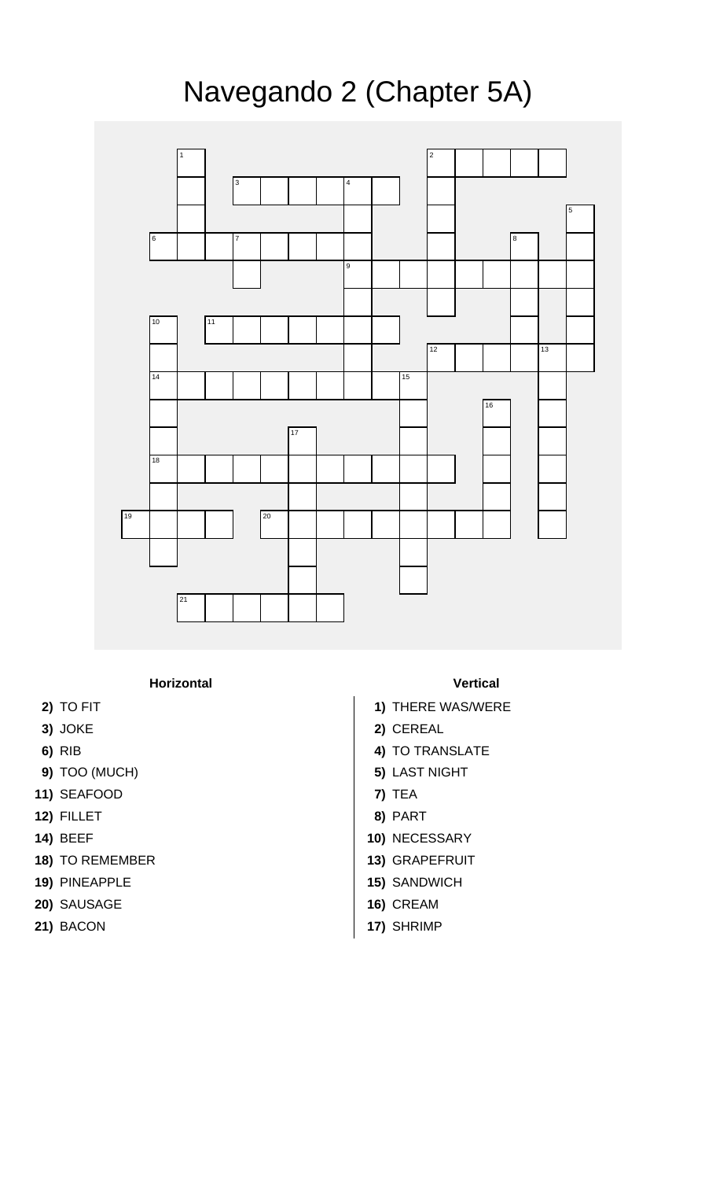# Navegando 2 (Chapter 5A)

### Horizontal

**2)** TO FIT
**3)** JOKE
**6)** RIB
**9)** TOO (MUCH)
**11)** SEAFOOD
**12)** FILLET
**14)** BEEF
**18)** TO REMEMBER
**19)** PINEAPPLE
**20)** SAUSAGE
**21)** BACON

### Vertical

**1)** THERE WAS/WERE
**2)** CEREAL
**4)** TO TRANSLATE
**5)** LAST NIGHT
**7)** TEA
**8)** PART
**10)** NECESSARY
**13)** GRAPEFRUIT
**15)** SANDWICH
**16)** CREAM
**17)** SHRIMP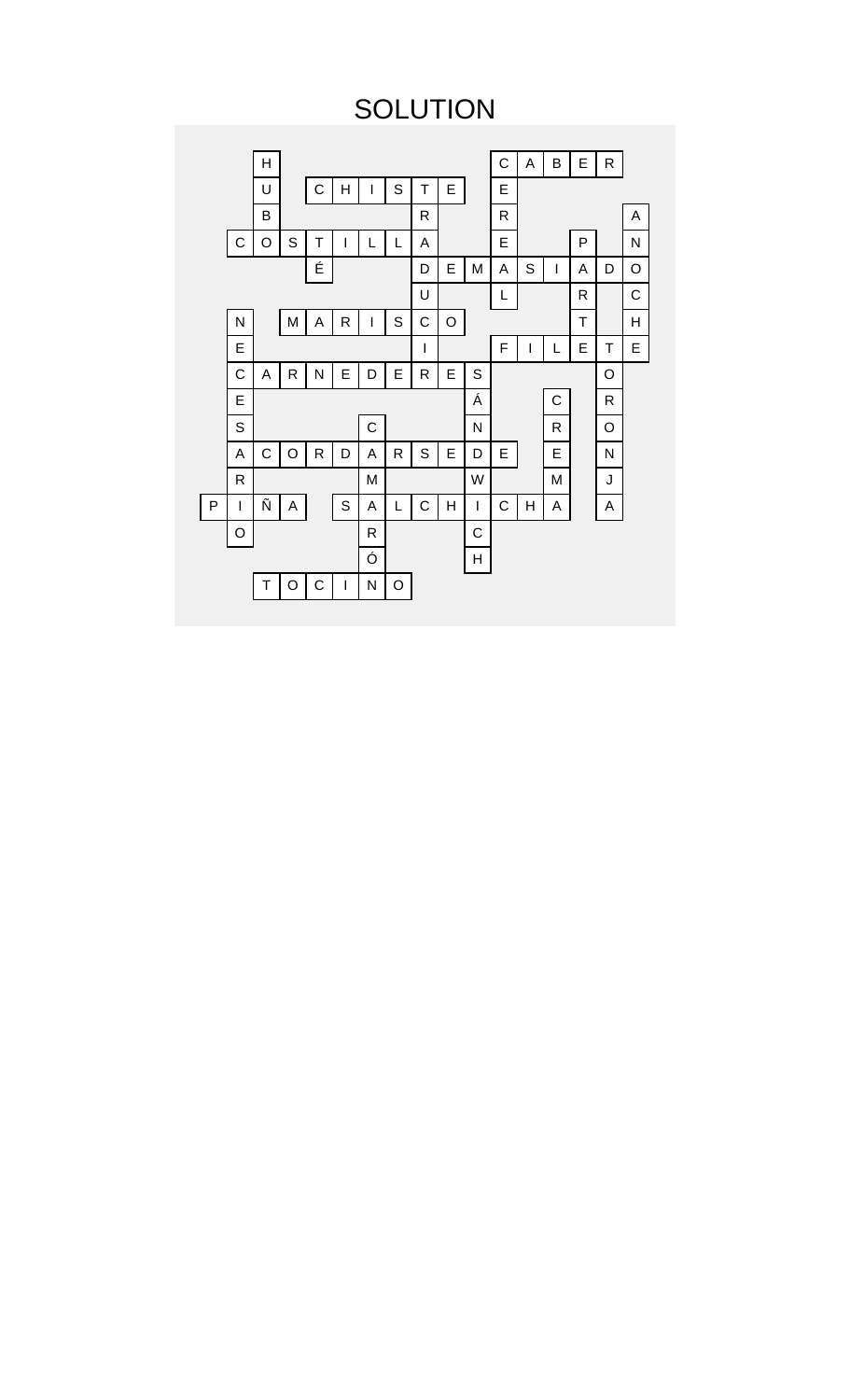# SOLUTION

| | | | | | | | | | | | | | | | | |
|---|---|---|---|---|---|---|---|---|---|---|---|---|---|---|---|---|
| | | H | | | | | | | | | C | A | B | E | R | |
| | | U | | C | H | I | S | T | E | | E | | | | | |
| | | B | | | | | | R | | | R | | | | | A |
| | C | O | S | T | I | L | L | A | | | E | | | P | | N |
| | | | | É | | | | D | E | M | A | S | I | A | D | O |
| | | | | | | | | U | | | L | | | R | | C |
| | N | | M | A | R | I | S | C | O | | | | | T | | H |
| | E | | | | | | | I | | | F | I | L | E | T | E |
| | C | A | R | N | E | D | E | R | E | S | | | | | O | |
| | E | | | | | | | | | Á | | | C | | R | |
| | S | | | | | C | | | | N | | | R | | O | |
| | A | C | O | R | D | A | R | S | E | D | E | | E | | N | |
| | R | | | | | M | | | | W | | | M | | J | |
| P | I | Ñ | A | | S | A | L | C | H | I | C | H | A | | A | |
| | O | | | | | R | | | | C | | | | | | |
| | | | | | | Ó | | | | H | | | | | | |
| | | T | O | C | I | N | O | | | | | | | | | |